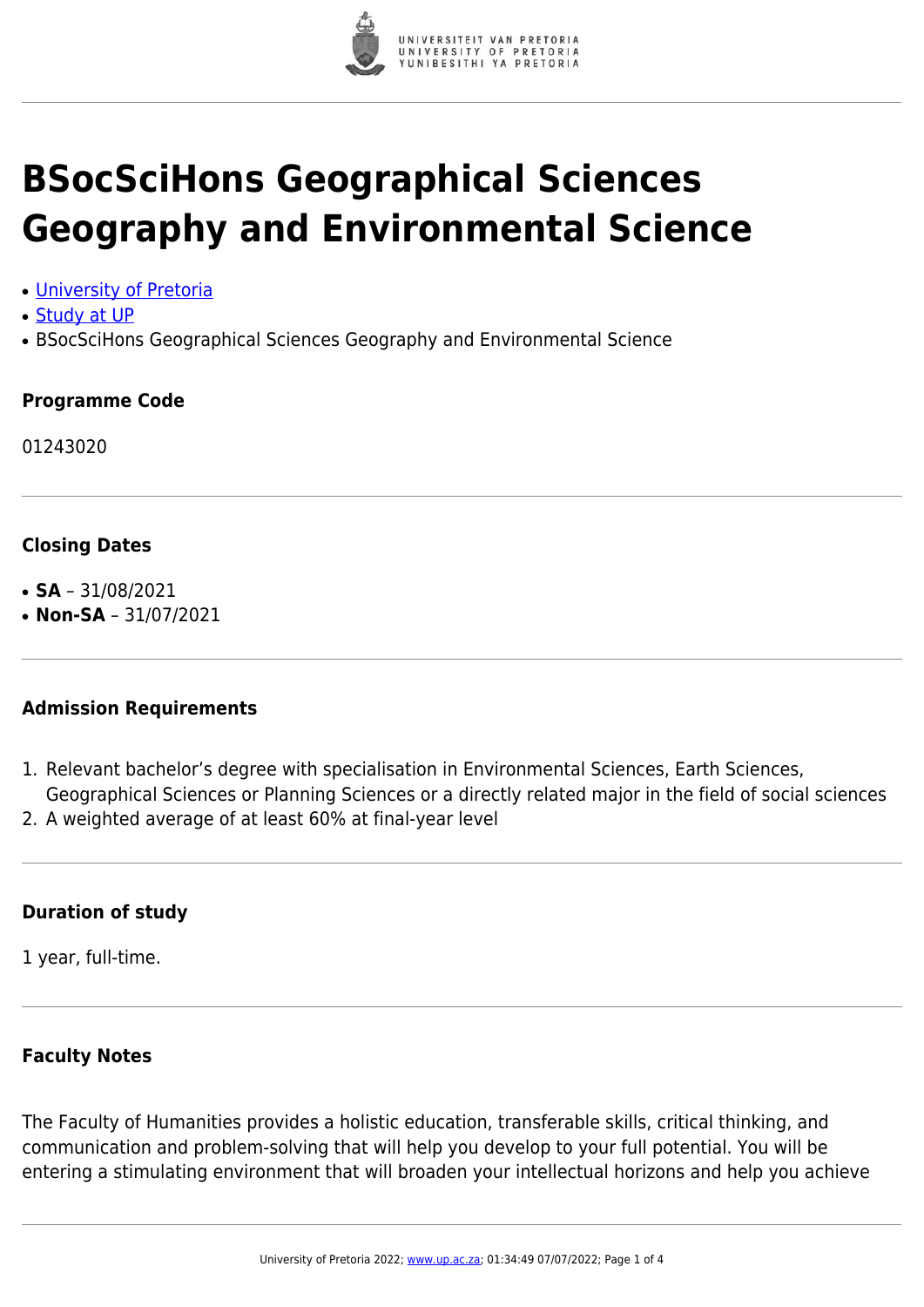# BSocSciHons Geographical Sciences Geography and Environmental Science

- University of Pretoria
- Study at UP
- BSocSciHons Geographical Sciences Geography and Environmental Science

### Programme Code

01243020

### Closing Dates

- **SA** – 31/08/2021
- **Non-SA** – 31/07/2021

### Admission Requirements

1. Relevant bachelor's degree with specialisation in Environmental Sciences, Earth Sciences, Geographical Sciences or Planning Sciences or a directly related major in the field of social sciences
2. A weighted average of at least 60% at final-year level

### Duration of study

1 year, full-time.

### Faculty Notes

The Faculty of Humanities provides a holistic education, transferable skills, critical thinking, and communication and problem-solving that will help you develop to your full potential. You will be entering a stimulating environment that will broaden your intellectual horizons and help you achieve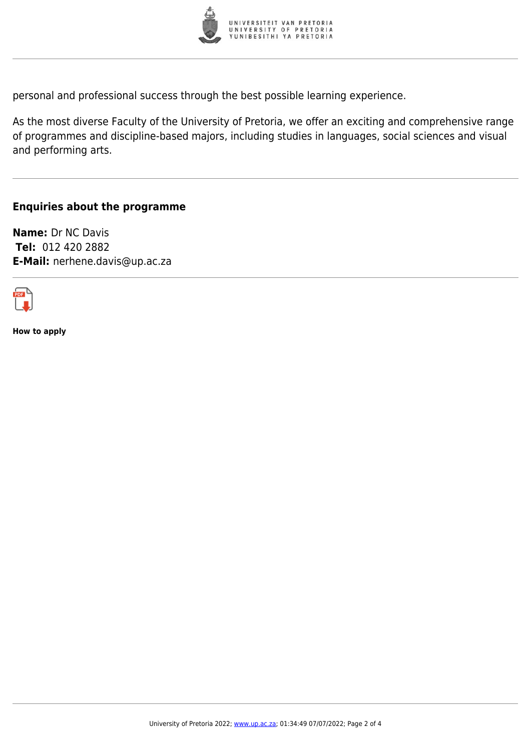personal and professional success through the best possible learning experience.

As the most diverse Faculty of the University of Pretoria, we offer an exciting and comprehensive range of programmes and discipline-based majors, including studies in languages, social sciences and visual and performing arts.

## Enquiries about the programme

**Name:** Dr NC Davis
**Tel:** 012 420 2882
**E-Mail:** nerhene.davis@up.ac.za

**How to apply**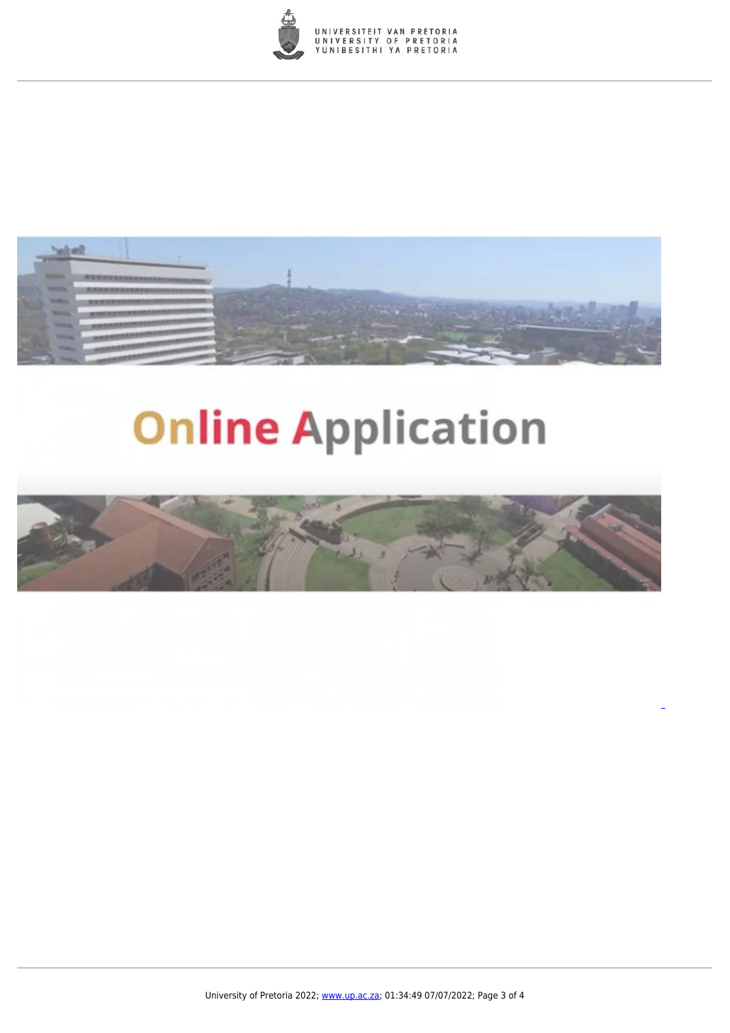Online Application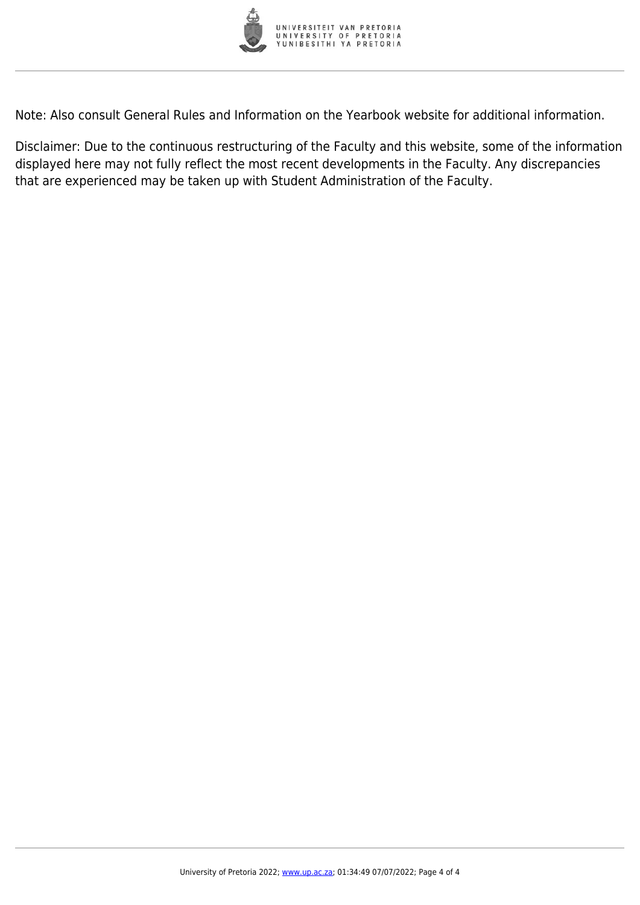Note: Also consult General Rules and Information on the Yearbook website for additional information.

Disclaimer: Due to the continuous restructuring of the Faculty and this website, some of the information displayed here may not fully reflect the most recent developments in the Faculty. Any discrepancies that are experienced may be taken up with Student Administration of the Faculty.